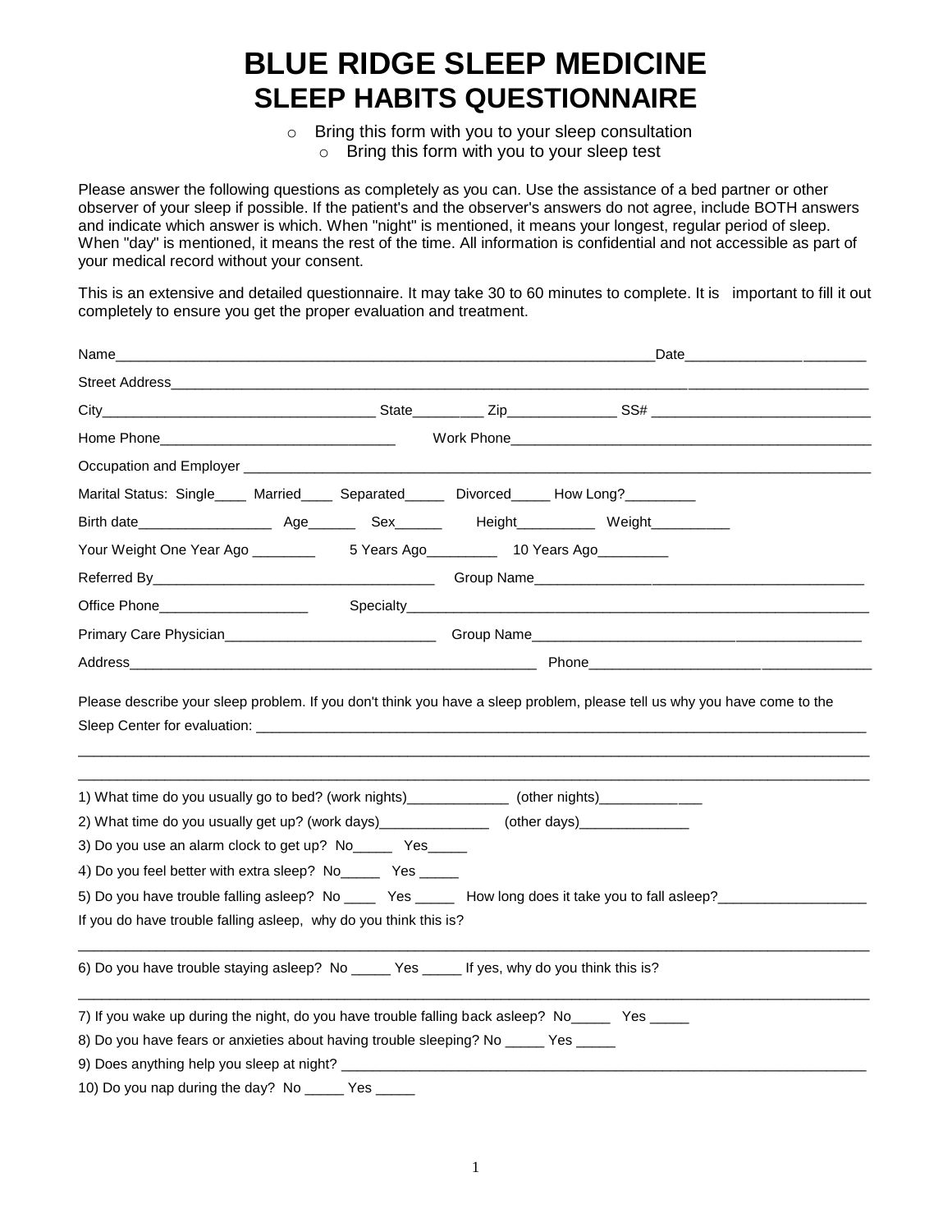# BLUE RIDGE SLEEP MEDICINE
## SLEEP HABITS QUESTIONNAIRE

- Bring this form with you to your sleep consultation
- Bring this form with you to your sleep test

Please answer the following questions as completely as you can. Use the assistance of a bed partner or other observer of your sleep if possible. If the patient's and the observer's answers do not agree, include BOTH answers and indicate which answer is which. When "night" is mentioned, it means your longest, regular period of sleep. When "day" is mentioned, it means the rest of the time. All information is confidential and not accessible as part of your medical record without your consent.

This is an extensive and detailed questionnaire. It may take 30 to 60 minutes to complete. It is important to fill it out completely to ensure you get the proper evaluation and treatment.

Name________________________________________________________________________Date________________________

Street Address______________________________________________________________________________________

City____________________________________ State_________ Zip______________ SS# ____________________________

Home Phone_______________________________ Work Phone_______________________________________________

Occupation and Employer ______________________________________________________________________________

Marital Status: Single____ Married____ Separated_____ Divorced_____ How Long?_________

Birth date_________________ Age______ Sex______ Height__________ Weight__________

Your Weight One Year Ago ________ 5 Years Ago_________ 10 Years Ago_________

Referred By_____________________________________ Group Name____________________________________________

Office Phone___________________ Specialty_______________________________________________________________

Primary Care Physician____________________________ Group Name__________________________________________

Address____________________________________________________ Phone______________________________________

Please describe your sleep problem. If you don't think you have a sleep problem, please tell us why you have come to the Sleep Center for evaluation: __________________________________________________________________________________

______________________________________________________________________________________________________

______________________________________________________________________________________________________

1) What time do you usually go to bed? (work nights)_____________ (other nights)_______________

2) What time do you usually get up? (work days)______________ (other days)______________

3) Do you use an alarm clock to get up? No_____ Yes_____

4) Do you feel better with extra sleep? No_____ Yes _____

5) Do you have trouble falling asleep? No ____ Yes _____ How long does it take you to fall asleep?___________________

If you do have trouble falling asleep, why do you think this is?

______________________________________________________________________________________________________

6) Do you have trouble staying asleep? No _____ Yes _____ If yes, why do you think this is?

______________________________________________________________________________________________________

7) If you wake up during the night, do you have trouble falling back asleep? No_____ Yes _____

8) Do you have fears or anxieties about having trouble sleeping? No _____ Yes _____

9) Does anything help you sleep at night? _______________________________________________________________________

10) Do you nap during the day? No _____ Yes _____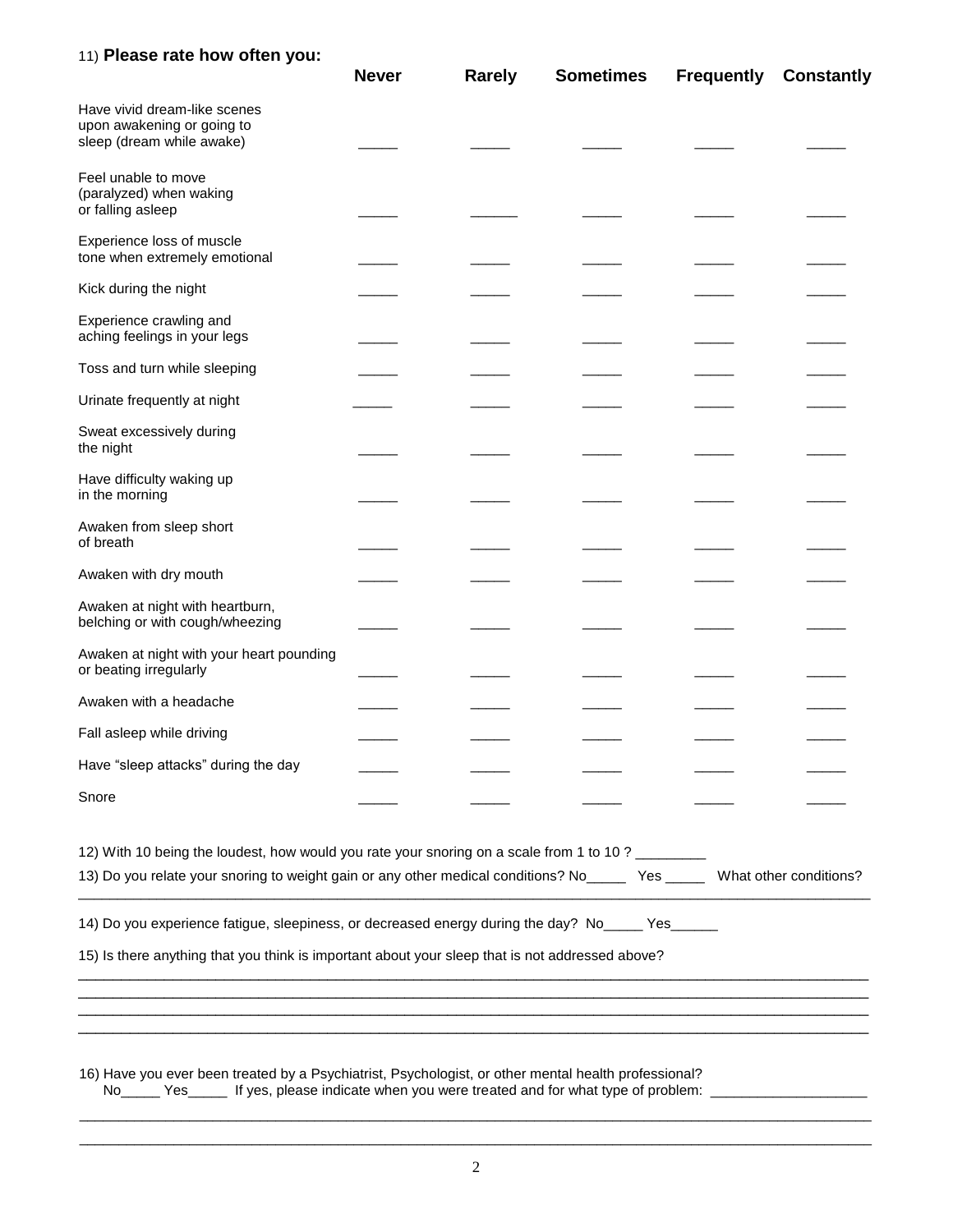11) **Please rate how often you:**

| | **Never** | **Rarely** | **Sometimes** | **Frequently** | **Constantly** |
|---|---|---|---|---|---|
| Have vivid dream-like scenes upon awakening or going to sleep (dream while awake) | _____ | _____ | _____ | _____ | _____ |
| Feel unable to move (paralyzed) when waking or falling asleep | _____ | ______ | _____ | _____ | _____ |
| Experience loss of muscle tone when extremely emotional | _____ | _____ | _____ | _____ | _____ |
| Kick during the night | _____ | _____ | _____ | _____ | _____ |
| Experience crawling and aching feelings in your legs | _____ | _____ | _____ | _____ | _____ |
| Toss and turn while sleeping | _____ | _____ | _____ | _____ | _____ |
| Urinate frequently at night | _____ | _____ | _____ | _____ | _____ |
| Sweat excessively during the night | _____ | _____ | _____ | _____ | _____ |
| Have difficulty waking up in the morning | _____ | _____ | _____ | _____ | _____ |
| Awaken from sleep short of breath | _____ | _____ | _____ | _____ | _____ |
| Awaken with dry mouth | _____ | _____ | _____ | _____ | _____ |
| Awaken at night with heartburn, belching or with cough/wheezing | _____ | _____ | _____ | _____ | _____ |
| Awaken at night with your heart pounding or beating irregularly | _____ | _____ | _____ | _____ | _____ |
| Awaken with a headache | _____ | _____ | _____ | _____ | _____ |
| Fall asleep while driving | _____ | _____ | _____ | _____ | _____ |
| Have "sleep attacks" during the day | _____ | _____ | _____ | _____ | _____ |
| Snore | _____ | _____ | _____ | _____ | _____ |

12) With 10 being the loudest, how would you rate your snoring on a scale from 1 to 10 ? _________

13) Do you relate your snoring to weight gain or any other medical conditions? No_____ Yes _____ What other conditions?
______________________________________________________________________________________________

14) Do you experience fatigue, sleepiness, or decreased energy during the day? No_____ Yes______

15) Is there anything that you think is important about your sleep that is not addressed above?
______________________________________________________________________________________________
______________________________________________________________________________________________
______________________________________________________________________________________________
______________________________________________________________________________________________

16) Have you ever been treated by a Psychiatrist, Psychologist, or other mental health professional?
No_____ Yes_____ If yes, please indicate when you were treated and for what type of problem: ____________________
______________________________________________________________________________________________
______________________________________________________________________________________________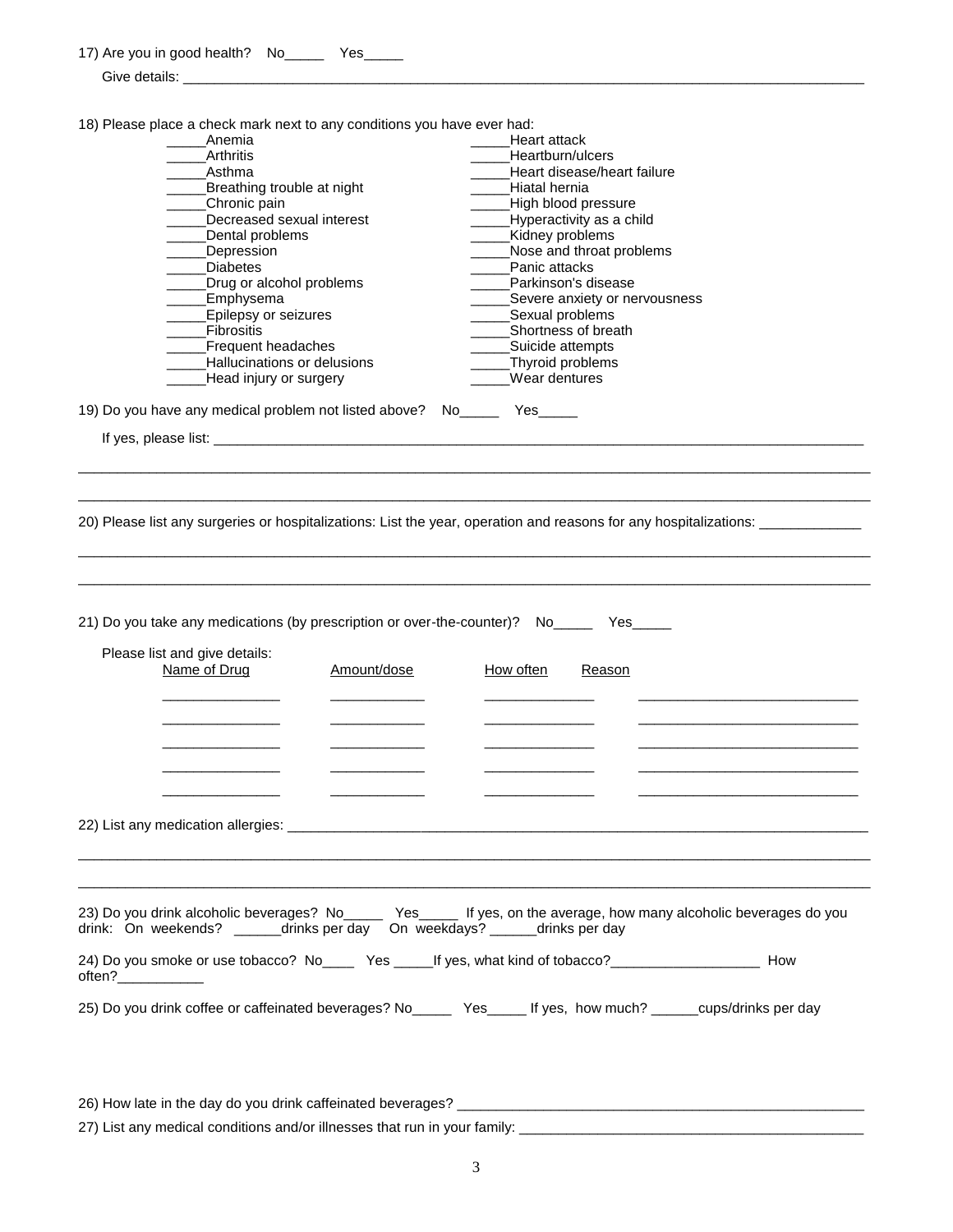17) Are you in good health? No_____ Yes_____

Give details: ______________________________________________________________________________________

18) Please place a check mark next to any conditions you have ever had:

_____Anemia
_____Arthritis
_____Asthma
_____Breathing trouble at night
_____Chronic pain
_____Decreased sexual interest
_____Dental problems
_____Depression
_____Diabetes
_____Drug or alcohol problems
_____Emphysema
_____Epilepsy or seizures
_____Fibrositis
_____Frequent headaches
_____Hallucinations or delusions
_____Head injury or surgery
_____Heart attack
_____Heartburn/ulcers
_____Heart disease/heart failure
_____Hiatal hernia
_____High blood pressure
_____Hyperactivity as a child
_____Kidney problems
_____Nose and throat problems
_____Panic attacks
_____Parkinson's disease
_____Severe anxiety or nervousness
_____Sexual problems
_____Shortness of breath
_____Suicide attempts
_____Thyroid problems
_____Wear dentures

19) Do you have any medical problem not listed above? No_____ Yes_____

If yes, please list: ______________________________________________________________________________________

______________________________________________________________________________________________________

______________________________________________________________________________________________________

20) Please list any surgeries or hospitalizations: List the year, operation and reasons for any hospitalizations: _____________

______________________________________________________________________________________________________

______________________________________________________________________________________________________

21) Do you take any medications (by prescription or over-the-counter)? No_____ Yes_____

Please list and give details:

| Name of Drug | Amount/dose | How often | Reason |
|---|---|---|---|
| | | | |
| | | | |
| | | | |
| | | | |
| | | | |

22) List any medication allergies: ______________________________________________________________________________

______________________________________________________________________________________________________

______________________________________________________________________________________________________

23) Do you drink alcoholic beverages? No_____ Yes_____ If yes, on the average, how many alcoholic beverages do you drink: On weekends? ______drinks per day On weekdays? ______drinks per day

24) Do you smoke or use tobacco? No____ Yes _____If yes, what kind of tobacco?___________________ How often?___________

25) Do you drink coffee or caffeinated beverages? No_____ Yes_____ If yes, how much? ______cups/drinks per day

26) How late in the day do you drink caffeinated beverages? _____________________________________________________

27) List any medical conditions and/or illnesses that run in your family: ____________________________________________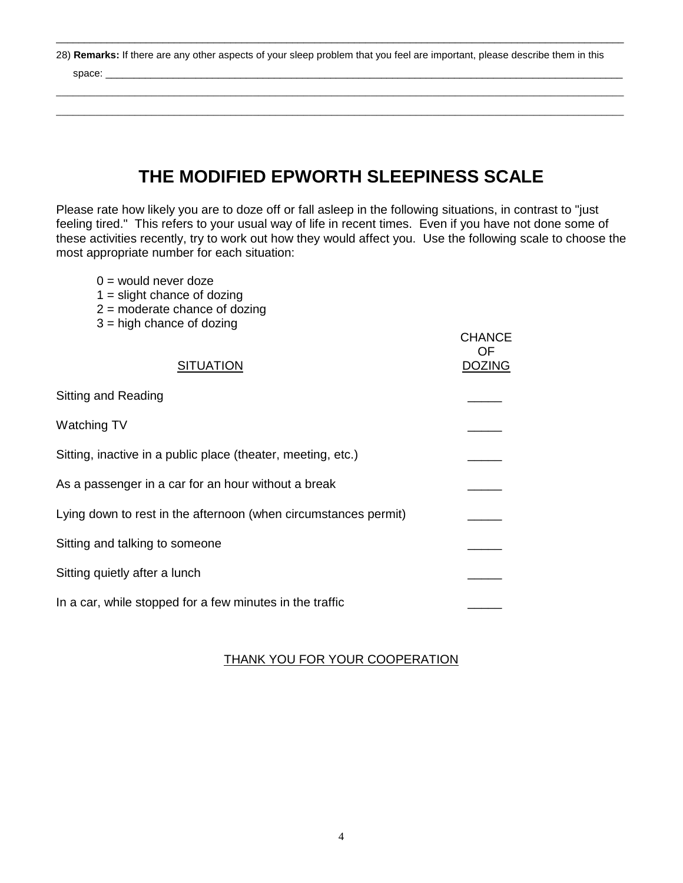---

28) **Remarks:** If there are any other aspects of your sleep problem that you feel are important, please describe them in this space: ____________________________________________________________________________________________

____________________________________________________________________________________________

____________________________________________________________________________________________

# THE MODIFIED EPWORTH SLEEPINESS SCALE

Please rate how likely you are to doze off or fall asleep in the following situations, in contrast to "just feeling tired." This refers to your usual way of life in recent times. Even if you have not done some of these activities recently, try to work out how they would affect you. Use the following scale to choose the most appropriate number for each situation:

0 = would never doze
1 = slight chance of dozing
2 = moderate chance of dozing
3 = high chance of dozing

| SITUATION | CHANCE OF DOZING |
|---|---|
| Sitting and Reading | _____ |
| Watching TV | _____ |
| Sitting, inactive in a public place (theater, meeting, etc.) | _____ |
| As a passenger in a car for an hour without a break | _____ |
| Lying down to rest in the afternoon (when circumstances permit) | _____ |
| Sitting and talking to someone | _____ |
| Sitting quietly after a lunch | _____ |
| In a car, while stopped for a few minutes in the traffic | _____ |

THANK YOU FOR YOUR COOPERATION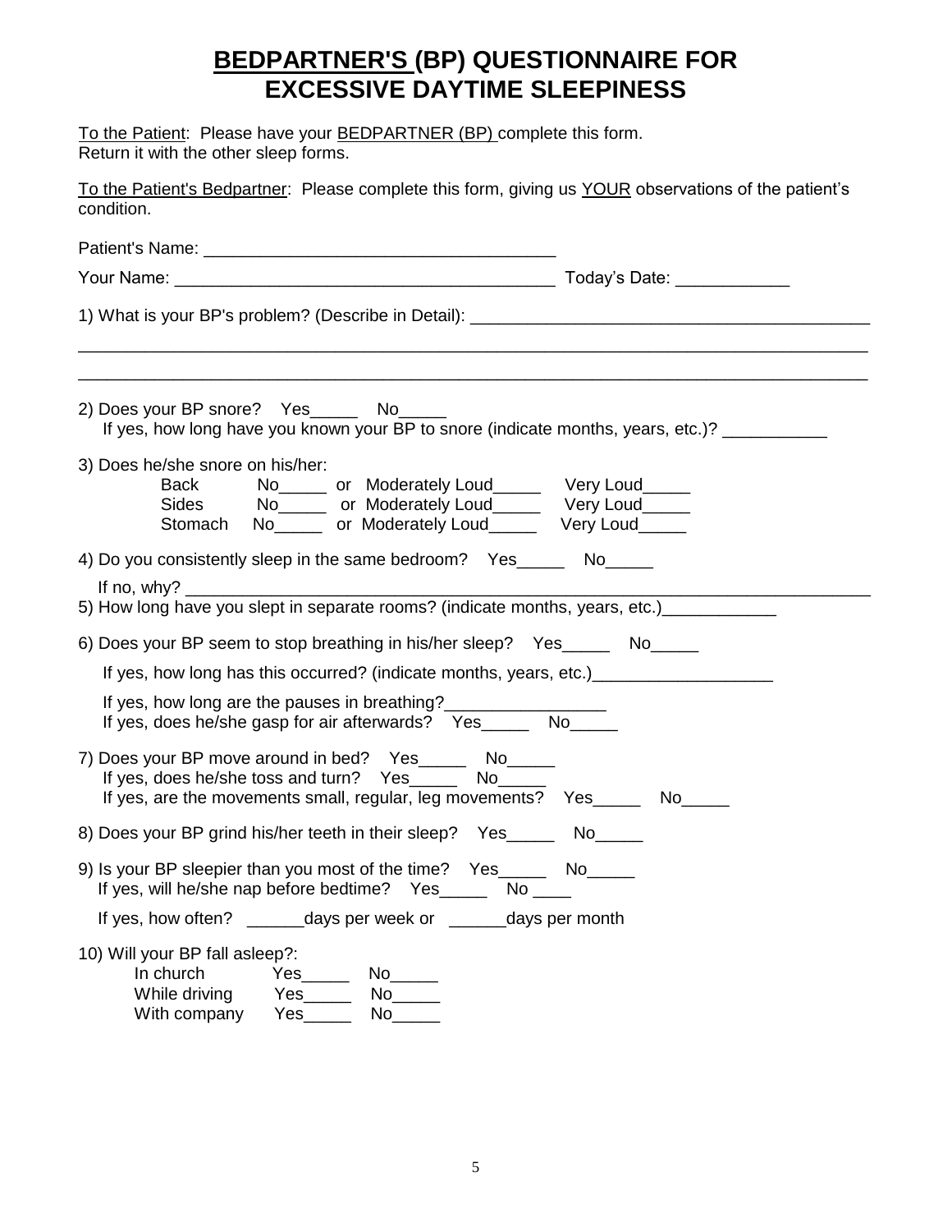# BEDPARTNER'S (BP) QUESTIONNAIRE FOR EXCESSIVE DAYTIME SLEEPINESS

To the Patient: Please have your BEDPARTNER (BP) complete this form. Return it with the other sleep forms.

To the Patient's Bedpartner: Please complete this form, giving us YOUR observations of the patient's condition.

Patient's Name: ____________________________________

Your Name: ______________________________________ Today's Date: ____________

1) What is your BP's problem? (Describe in Detail): ___________________________________________

___________________________________________________________________________________

___________________________________________________________________________________

2) Does your BP snore? Yes_____ No_____
If yes, how long have you known your BP to snore (indicate months, years, etc.)? ___________

3) Does he/she snore on his/her:
Back No_____ or Moderately Loud_____ Very Loud_____
Sides No_____ or Moderately Loud_____ Very Loud_____
Stomach No_____ or Moderately Loud_____ Very Loud_____

4) Do you consistently sleep in the same bedroom? Yes_____ No_____
If no, why? ___________________________________________________________________________

5) How long have you slept in separate rooms? (indicate months, years, etc.)____________

6) Does your BP seem to stop breathing in his/her sleep? Yes_____ No_____
If yes, how long has this occurred? (indicate months, years, etc.)___________________
If yes, how long are the pauses in breathing?_________________
If yes, does he/she gasp for air afterwards? Yes_____ No_____

7) Does your BP move around in bed? Yes_____ No_____
If yes, does he/she toss and turn? Yes_____ No_____
If yes, are the movements small, regular, leg movements? Yes_____ No_____

8) Does your BP grind his/her teeth in their sleep? Yes_____ No_____

9) Is your BP sleepier than you most of the time? Yes_____ No_____
If yes, will he/she nap before bedtime? Yes_____ No ____
If yes, how often? ______days per week or ______days per month

10) Will your BP fall asleep?:
In church Yes_____ No_____
While driving Yes_____ No_____
With company Yes_____ No_____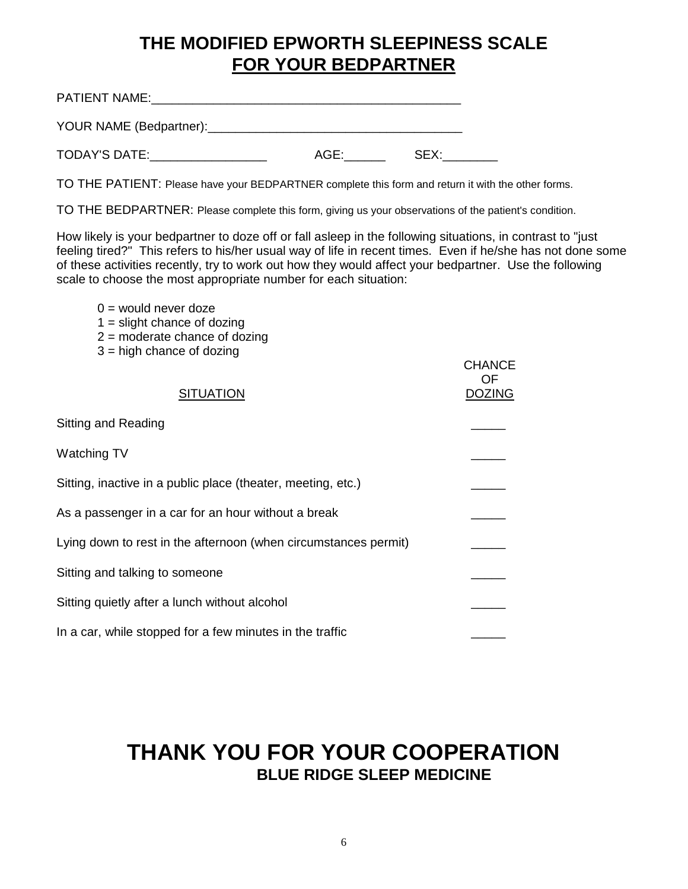# THE MODIFIED EPWORTH SLEEPINESS SCALE
## <u>FOR YOUR BEDPARTNER</u>

PATIENT NAME:_____________________________________________

YOUR NAME (Bedpartner):_____________________________________

TODAY'S DATE:_________________ AGE:______ SEX:________

TO THE PATIENT: Please have your BEDPARTNER complete this form and return it with the other forms.

TO THE BEDPARTNER: Please complete this form, giving us your observations of the patient's condition.

How likely is your bedpartner to doze off or fall asleep in the following situations, in contrast to "just feeling tired?" This refers to his/her usual way of life in recent times. Even if he/she has not done some of these activities recently, try to work out how they would affect your bedpartner. Use the following scale to choose the most appropriate number for each situation:

- 0 = would never doze
- 1 = slight chance of dozing
- 2 = moderate chance of dozing
- 3 = high chance of dozing

| SITUATION | CHANCE OF DOZING |
|---|---|
| Sitting and Reading | _____ |
| Watching TV | _____ |
| Sitting, inactive in a public place (theater, meeting, etc.) | _____ |
| As a passenger in a car for an hour without a break | _____ |
| Lying down to rest in the afternoon (when circumstances permit) | _____ |
| Sitting and talking to someone | _____ |
| Sitting quietly after a lunch without alcohol | _____ |
| In a car, while stopped for a few minutes in the traffic | _____ |

# THANK YOU FOR YOUR COOPERATION

**BLUE RIDGE SLEEP MEDICINE**